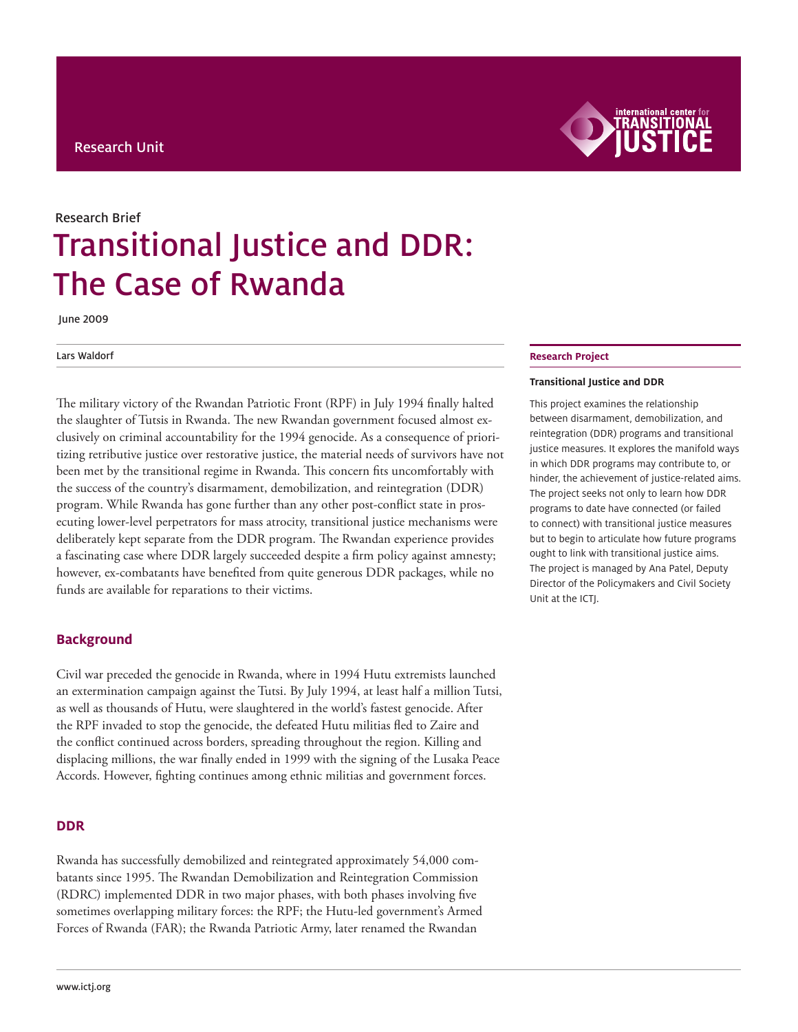Research Unit

Research Brief

# Transitional Justice and DDR: The Case of Rwanda

June 2009

Lars Waldorf

The military victory of the Rwandan Patriotic Front (RPF) in July 1994 finally halted the slaughter of Tutsis in Rwanda. The new Rwandan government focused almost exclusively on criminal accountability for the 1994 genocide. As a consequence of prioritizing retributive justice over restorative justice, the material needs of survivors have not been met by the transitional regime in Rwanda. This concern fits uncomfortably with the success of the country's disarmament, demobilization, and reintegration (DDR) program. While Rwanda has gone further than any other post-conflict state in prosecuting lower-level perpetrators for mass atrocity, transitional justice mechanisms were deliberately kept separate from the DDR program. The Rwandan experience provides a fascinating case where DDR largely succeeded despite a firm policy against amnesty; however, ex-combatants have benefited from quite generous DDR packages, while no funds are available for reparations to their victims.

**Research Project**

**Transitional Justice and DDR**

This project examines the relationship between disarmament, demobilization, and reintegration (DDR) programs and transitional justice measures. It explores the manifold ways in which DDR programs may contribute to, or hinder, the achievement of justice-related aims. The project seeks not only to learn how DDR programs to date have connected (or failed to connect) with transitional justice measures but to begin to articulate how future programs ought to link with transitional justice aims. The project is managed by Ana Patel, Deputy Director of the Policymakers and Civil Society Unit at the ICTJ.

## Background

Civil war preceded the genocide in Rwanda, where in 1994 Hutu extremists launched an extermination campaign against the Tutsi. By July 1994, at least half a million Tutsi, as well as thousands of Hutu, were slaughtered in the world's fastest genocide. After the RPF invaded to stop the genocide, the defeated Hutu militias fled to Zaire and the conflict continued across borders, spreading throughout the region. Killing and displacing millions, the war finally ended in 1999 with the signing of the Lusaka Peace Accords. However, fighting continues among ethnic militias and government forces.

## DDR

Rwanda has successfully demobilized and reintegrated approximately 54,000 combatants since 1995. The Rwandan Demobilization and Reintegration Commission (RDRC) implemented DDR in two major phases, with both phases involving five sometimes overlapping military forces: the RPF; the Hutu-led government's Armed Forces of Rwanda (FAR); the Rwanda Patriotic Army, later renamed the Rwandan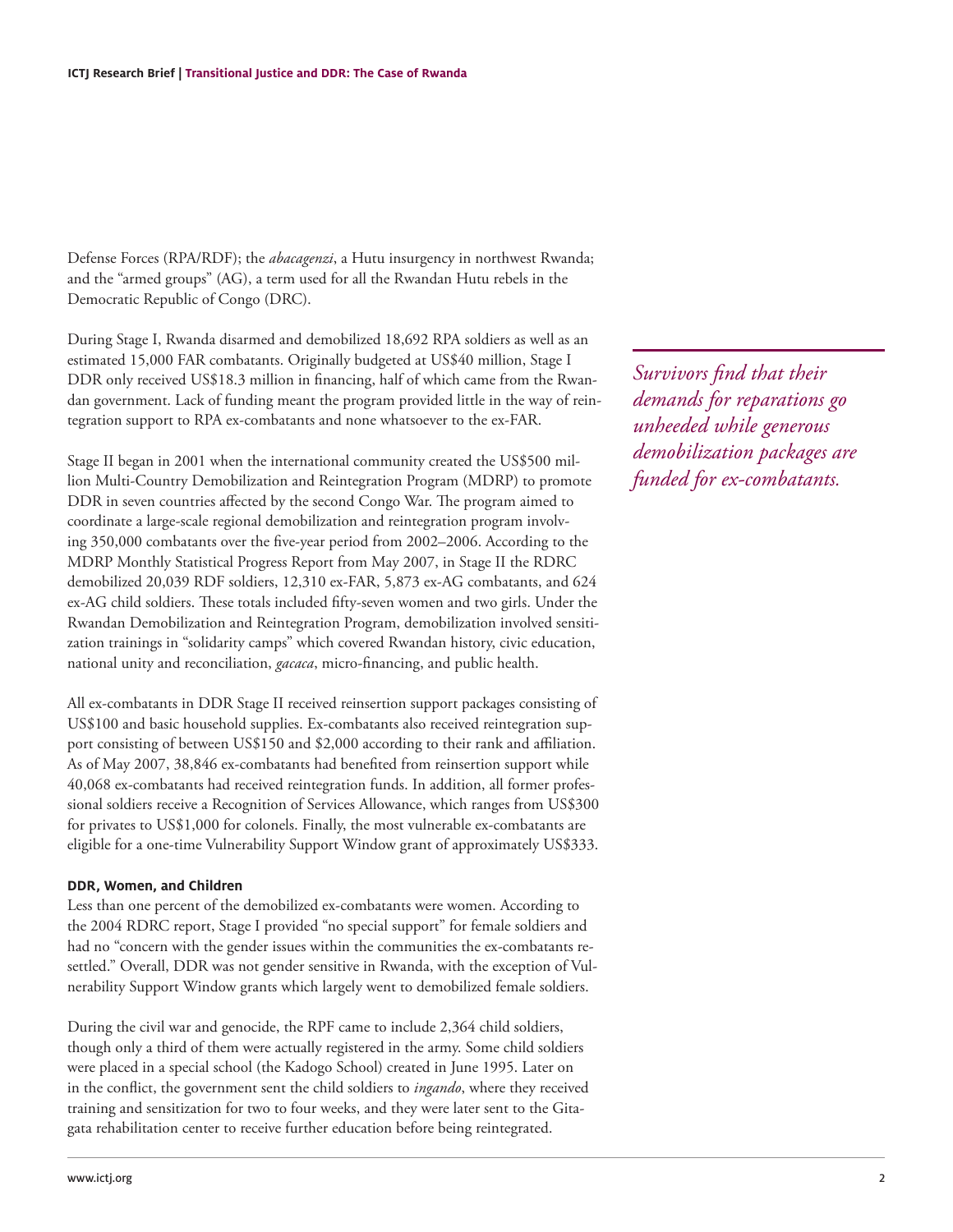Defense Forces (RPA/RDF); the *abacagenzi*, a Hutu insurgency in northwest Rwanda; and the "armed groups" (AG), a term used for all the Rwandan Hutu rebels in the Democratic Republic of Congo (DRC).

During Stage I, Rwanda disarmed and demobilized 18,692 RPA soldiers as well as an estimated 15,000 FAR combatants. Originally budgeted at US$40 million, Stage I DDR only received US$18.3 million in financing, half of which came from the Rwandan government. Lack of funding meant the program provided little in the way of reintegration support to RPA ex-combatants and none whatsoever to the ex-FAR.

*Survivors find that their demands for reparations go unheeded while generous demobilization packages are funded for ex-combatants.*

Stage II began in 2001 when the international community created the US$500 million Multi-Country Demobilization and Reintegration Program (MDRP) to promote DDR in seven countries affected by the second Congo War. The program aimed to coordinate a large-scale regional demobilization and reintegration program involving 350,000 combatants over the five-year period from 2002–2006. According to the MDRP Monthly Statistical Progress Report from May 2007, in Stage II the RDRC demobilized 20,039 RDF soldiers, 12,310 ex-FAR, 5,873 ex-AG combatants, and 624 ex-AG child soldiers. These totals included fifty-seven women and two girls. Under the Rwandan Demobilization and Reintegration Program, demobilization involved sensitization trainings in "solidarity camps" which covered Rwandan history, civic education, national unity and reconciliation, *gacaca*, micro-financing, and public health.

All ex-combatants in DDR Stage II received reinsertion support packages consisting of US$100 and basic household supplies. Ex-combatants also received reintegration support consisting of between US$150 and $2,000 according to their rank and affiliation. As of May 2007, 38,846 ex-combatants had benefited from reinsertion support while 40,068 ex-combatants had received reintegration funds. In addition, all former professional soldiers receive a Recognition of Services Allowance, which ranges from US$300 for privates to US$1,000 for colonels. Finally, the most vulnerable ex-combatants are eligible for a one-time Vulnerability Support Window grant of approximately US$333.

### DDR, Women, and Children

Less than one percent of the demobilized ex-combatants were women. According to the 2004 RDRC report, Stage I provided "no special support" for female soldiers and had no "concern with the gender issues within the communities the ex-combatants resettled." Overall, DDR was not gender sensitive in Rwanda, with the exception of Vulnerability Support Window grants which largely went to demobilized female soldiers.

During the civil war and genocide, the RPF came to include 2,364 child soldiers, though only a third of them were actually registered in the army. Some child soldiers were placed in a special school (the Kadogo School) created in June 1995. Later on in the conflict, the government sent the child soldiers to *ingando*, where they received training and sensitization for two to four weeks, and they were later sent to the Gitagata rehabilitation center to receive further education before being reintegrated.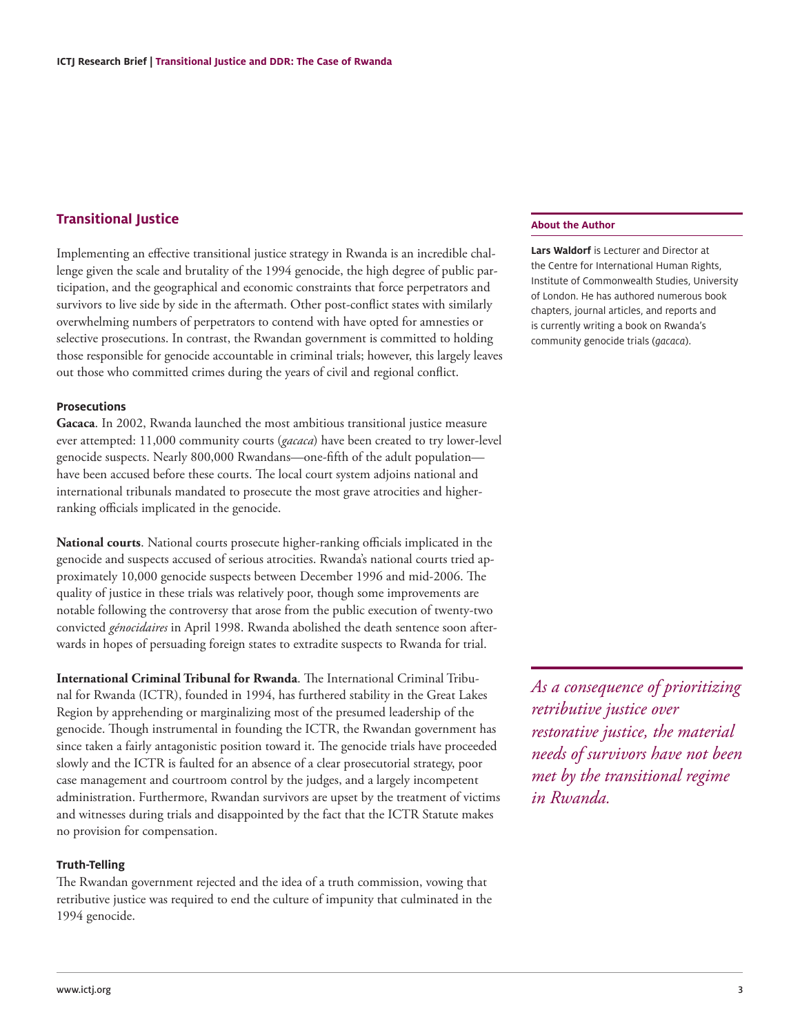## Transitional Justice

Implementing an effective transitional justice strategy in Rwanda is an incredible challenge given the scale and brutality of the 1994 genocide, the high degree of public participation, and the geographical and economic constraints that force perpetrators and survivors to live side by side in the aftermath. Other post-conflict states with similarly overwhelming numbers of perpetrators to contend with have opted for amnesties or selective prosecutions. In contrast, the Rwandan government is committed to holding those responsible for genocide accountable in criminal trials; however, this largely leaves out those who committed crimes during the years of civil and regional conflict.

#### Prosecutions

**Gacaca**. In 2002, Rwanda launched the most ambitious transitional justice measure ever attempted: 11,000 community courts (*gacaca*) have been created to try lower-level genocide suspects. Nearly 800,000 Rwandans—one-fifth of the adult population—have been accused before these courts. The local court system adjoins national and international tribunals mandated to prosecute the most grave atrocities and higher-ranking officials implicated in the genocide.

**National courts**. National courts prosecute higher-ranking officials implicated in the genocide and suspects accused of serious atrocities. Rwanda's national courts tried approximately 10,000 genocide suspects between December 1996 and mid-2006. The quality of justice in these trials was relatively poor, though some improvements are notable following the controversy that arose from the public execution of twenty-two convicted *génocidaires* in April 1998. Rwanda abolished the death sentence soon afterwards in hopes of persuading foreign states to extradite suspects to Rwanda for trial.

**International Criminal Tribunal for Rwanda**. The International Criminal Tribunal for Rwanda (ICTR), founded in 1994, has furthered stability in the Great Lakes Region by apprehending or marginalizing most of the presumed leadership of the genocide. Though instrumental in founding the ICTR, the Rwandan government has since taken a fairly antagonistic position toward it. The genocide trials have proceeded slowly and the ICTR is faulted for an absence of a clear prosecutorial strategy, poor case management and courtroom control by the judges, and a largely incompetent administration. Furthermore, Rwandan survivors are upset by the treatment of victims and witnesses during trials and disappointed by the fact that the ICTR Statute makes no provision for compensation.

#### Truth-Telling

The Rwandan government rejected and the idea of a truth commission, vowing that retributive justice was required to end the culture of impunity that culminated in the 1994 genocide.

#### About the Author

**Lars Waldorf** is Lecturer and Director at the Centre for International Human Rights, Institute of Commonwealth Studies, University of London. He has authored numerous book chapters, journal articles, and reports and is currently writing a book on Rwanda's community genocide trials (*gacaca*).

*As a consequence of prioritizing retributive justice over restorative justice, the material needs of survivors have not been met by the transitional regime in Rwanda.*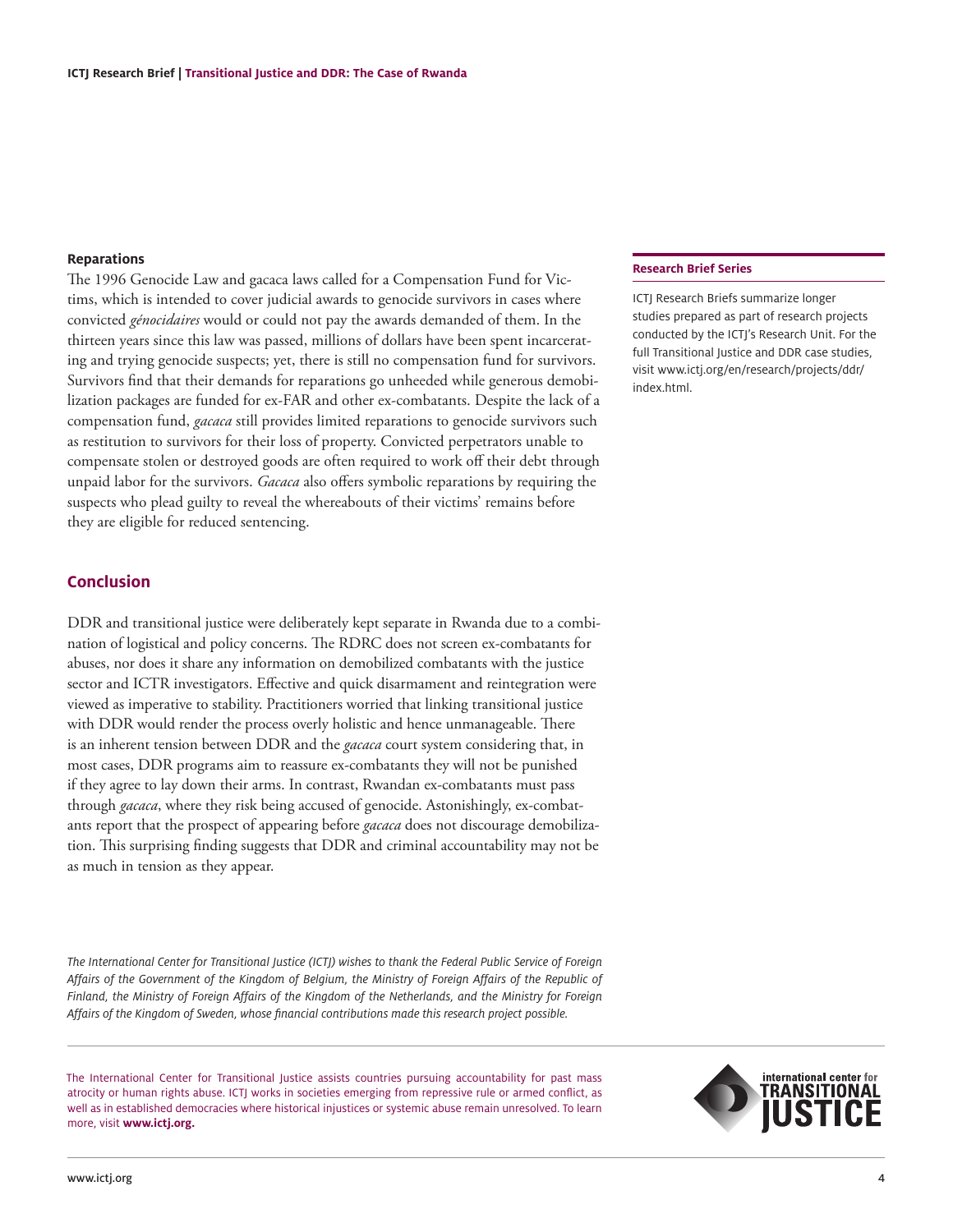### Reparations

The 1996 Genocide Law and gacaca laws called for a Compensation Fund for Victims, which is intended to cover judicial awards to genocide survivors in cases where convicted *génocidaires* would or could not pay the awards demanded of them. In the thirteen years since this law was passed, millions of dollars have been spent incarcerating and trying genocide suspects; yet, there is still no compensation fund for survivors. Survivors find that their demands for reparations go unheeded while generous demobilization packages are funded for ex-FAR and other ex-combatants. Despite the lack of a compensation fund, *gacaca* still provides limited reparations to genocide survivors such as restitution to survivors for their loss of property. Convicted perpetrators unable to compensate stolen or destroyed goods are often required to work off their debt through unpaid labor for the survivors. *Gacaca* also offers symbolic reparations by requiring the suspects who plead guilty to reveal the whereabouts of their victims' remains before they are eligible for reduced sentencing.

## Conclusion

DDR and transitional justice were deliberately kept separate in Rwanda due to a combination of logistical and policy concerns. The RDRC does not screen ex-combatants for abuses, nor does it share any information on demobilized combatants with the justice sector and ICTR investigators. Effective and quick disarmament and reintegration were viewed as imperative to stability. Practitioners worried that linking transitional justice with DDR would render the process overly holistic and hence unmanageable. There is an inherent tension between DDR and the *gacaca* court system considering that, in most cases, DDR programs aim to reassure ex-combatants they will not be punished if they agree to lay down their arms. In contrast, Rwandan ex-combatants must pass through *gacaca*, where they risk being accused of genocide. Astonishingly, ex-combatants report that the prospect of appearing before *gacaca* does not discourage demobilization. This surprising finding suggests that DDR and criminal accountability may not be as much in tension as they appear.

**Research Brief Series**

ICTJ Research Briefs summarize longer studies prepared as part of research projects conducted by the ICTJ's Research Unit. For the full Transitional Justice and DDR case studies, visit www.ictj.org/en/research/projects/ddr/index.html.

*The International Center for Transitional Justice (ICTJ) wishes to thank the Federal Public Service of Foreign Affairs of the Government of the Kingdom of Belgium, the Ministry of Foreign Affairs of the Republic of Finland, the Ministry of Foreign Affairs of the Kingdom of the Netherlands, and the Ministry for Foreign Affairs of the Kingdom of Sweden, whose financial contributions made this research project possible.*

The International Center for Transitional Justice assists countries pursuing accountability for past mass atrocity or human rights abuse. ICTJ works in societies emerging from repressive rule or armed conflict, as well as in established democracies where historical injustices or systemic abuse remain unresolved. To learn more, visit **www.ictj.org.**

international center for TRANSITIONAL JUSTICE